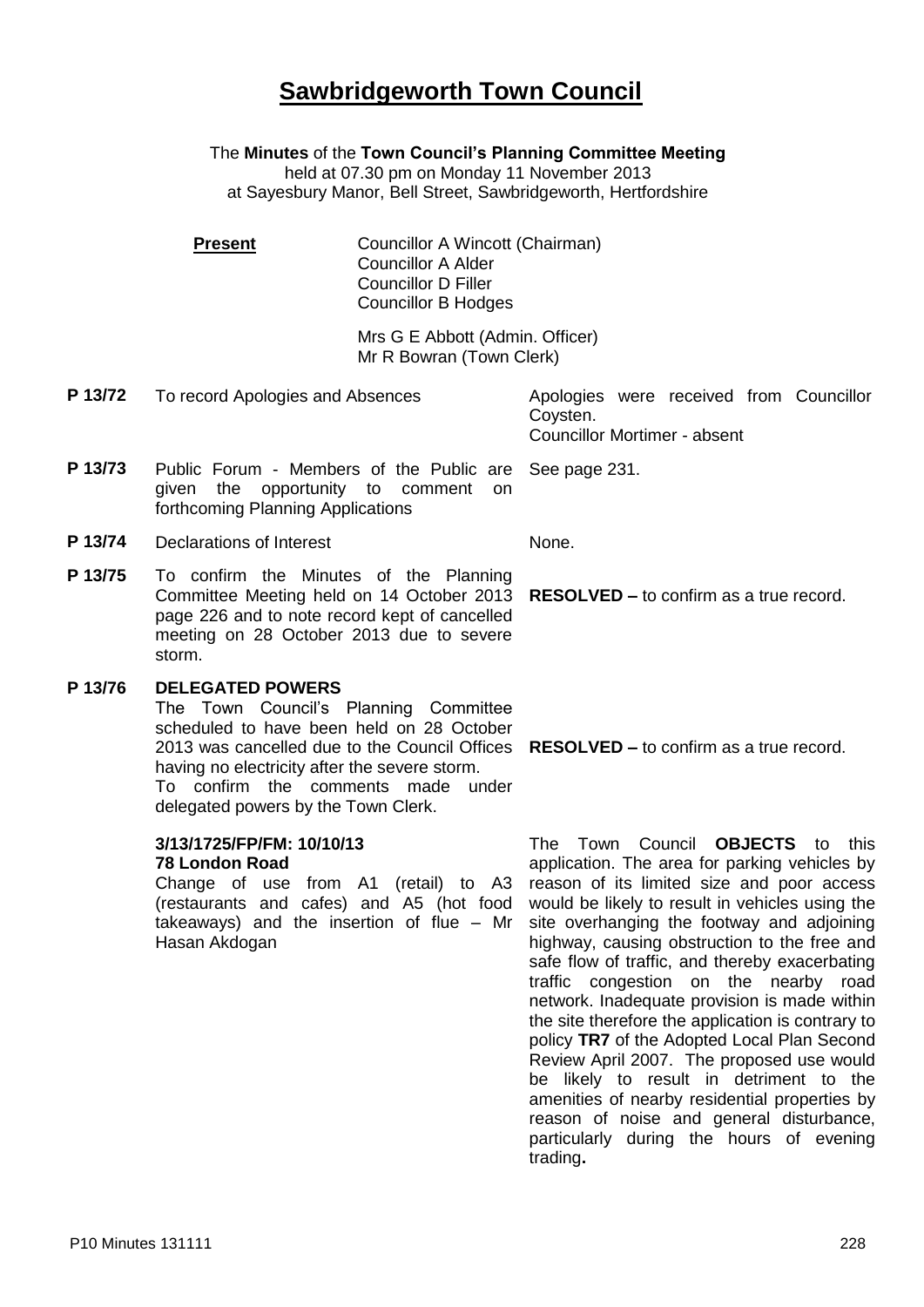# Sawbridgeworth Town Council

The **Minutes** of the **Town Council's Planning Committee Meeting**
held at 07.30 pm on Monday 11 November 2013
at Sayesbury Manor, Bell Street, Sawbridgeworth, Hertfordshire

**Present**

Councillor A Wincott (Chairman)
Councillor A Alder
Councillor D Filler
Councillor B Hodges

Mrs G E Abbott (Admin. Officer)
Mr R Bowran (Town Clerk)

**P 13/72** To record Apologies and Absences

Apologies were received from Councillor Coysten.
Councillor Mortimer - absent

**P 13/73** Public Forum - Members of the Public are given the opportunity to comment on forthcoming Planning Applications

See page 231.

**P 13/74** Declarations of Interest

None.

**P 13/75** To confirm the Minutes of the Planning Committee Meeting held on 14 October 2013 page 226 and to note record kept of cancelled meeting on 28 October 2013 due to severe storm.

**RESOLVED –** to confirm as a true record.

**P 13/76** **DELEGATED POWERS**
The Town Council's Planning Committee scheduled to have been held on 28 October 2013 was cancelled due to the Council Offices having no electricity after the severe storm.
To confirm the comments made under delegated powers by the Town Clerk.

**RESOLVED –** to confirm as a true record.

**3/13/1725/FP/FM: 10/10/13**
**78 London Road**
Change of use from A1 (retail) to A3 (restaurants and cafes) and A5 (hot food takeaways) and the insertion of flue – Mr Hasan Akdogan

The Town Council **OBJECTS** to this application. The area for parking vehicles by reason of its limited size and poor access would be likely to result in vehicles using the site overhanging the footway and adjoining highway, causing obstruction to the free and safe flow of traffic, and thereby exacerbating traffic congestion on the nearby road network. Inadequate provision is made within the site therefore the application is contrary to policy **TR7** of the Adopted Local Plan Second Review April 2007. The proposed use would be likely to result in detriment to the amenities of nearby residential properties by reason of noise and general disturbance, particularly during the hours of evening trading**.**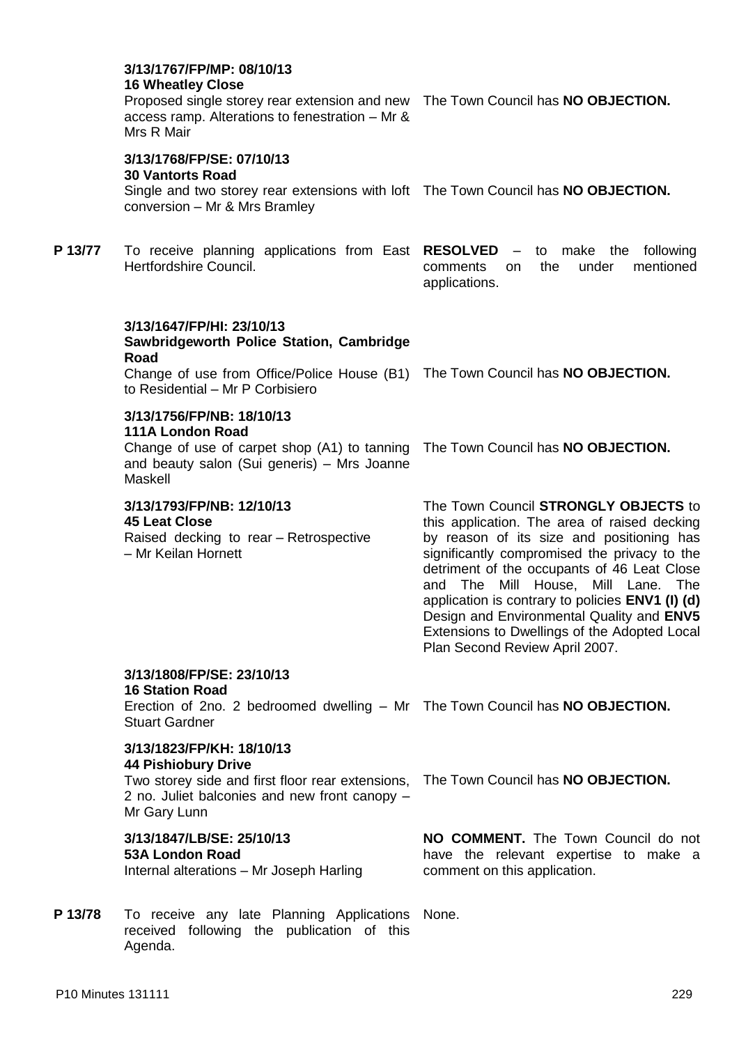| | | |
|---|---|---|
| | **3/13/1767/FP/MP: 08/10/13**<br>**16 Wheatley Close**<br>Proposed single storey rear extension and new access ramp. Alterations to fenestration – Mr & Mrs R Mair | The Town Council has **NO OBJECTION.** |
| | **3/13/1768/FP/SE: 07/10/13**<br>**30 Vantorts Road**<br>Single and two storey rear extensions with loft conversion – Mr & Mrs Bramley | The Town Council has **NO OBJECTION.** |
| **P 13/77** | To receive planning applications from East Hertfordshire Council. | **RESOLVED** – to make the following comments on the under mentioned applications. |
| | **3/13/1647/FP/HI: 23/10/13**<br>**Sawbridgeworth Police Station, Cambridge Road**<br>Change of use from Office/Police House (B1) to Residential – Mr P Corbisiero | The Town Council has **NO OBJECTION.** |
| | **3/13/1756/FP/NB: 18/10/13**<br>**111A London Road**<br>Change of use of carpet shop (A1) to tanning and beauty salon (Sui generis) – Mrs Joanne Maskell | The Town Council has **NO OBJECTION.** |
| | **3/13/1793/FP/NB: 12/10/13**<br>**45 Leat Close**<br>Raised decking to rear – Retrospective – Mr Keilan Hornett | The Town Council **STRONGLY OBJECTS** to this application. The area of raised decking by reason of its size and positioning has significantly compromised the privacy to the detriment of the occupants of 46 Leat Close and The Mill House, Mill Lane. The application is contrary to policies **ENV1 (I) (d)** Design and Environmental Quality and **ENV5** Extensions to Dwellings of the Adopted Local Plan Second Review April 2007. |
| | **3/13/1808/FP/SE: 23/10/13**<br>**16 Station Road**<br>Erection of 2no. 2 bedroomed dwelling – Mr Stuart Gardner | The Town Council has **NO OBJECTION.** |
| | **3/13/1823/FP/KH: 18/10/13**<br>**44 Pishiobury Drive**<br>Two storey side and first floor rear extensions, 2 no. Juliet balconies and new front canopy – Mr Gary Lunn | The Town Council has **NO OBJECTION.** |
| | **3/13/1847/LB/SE: 25/10/13**<br>**53A London Road**<br>Internal alterations – Mr Joseph Harling | **NO COMMENT.** The Town Council do not have the relevant expertise to make a comment on this application. |
| **P 13/78** | To receive any late Planning Applications received following the publication of this Agenda. | None. |

P10 Minutes 131111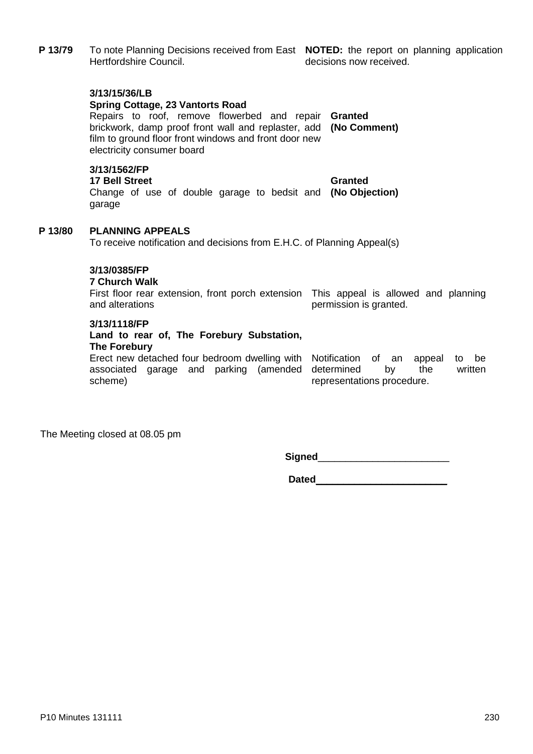**P 13/79** To note Planning Decisions received from East Hertfordshire Council.

**NOTED:** the report on planning application decisions now received.

**3/13/15/36/LB**
**Spring Cottage, 23 Vantorts Road**
Repairs to roof, remove flowerbed and repair brickwork, damp proof front wall and replaster, add film to ground floor front windows and front door new electricity consumer board

**Granted**
**(No Comment)**

**3/13/1562/FP**
**17 Bell Street**
Change of use of double garage to bedsit and garage

**Granted**
**(No Objection)**

**P 13/80** **PLANNING APPEALS**
To receive notification and decisions from E.H.C. of Planning Appeal(s)

**3/13/0385/FP**
**7 Church Walk**
First floor rear extension, front porch extension and alterations

This appeal is allowed and planning permission is granted.

**3/13/1118/FP**
**Land to rear of, The Forebury Substation, The Forebury**
Erect new detached four bedroom dwelling with associated garage and parking (amended scheme)

Notification of an appeal to be determined by the written representations procedure.

The Meeting closed at 08.05 pm

**Signed**_______________________

**Dated**_______________________

P10 Minutes 131111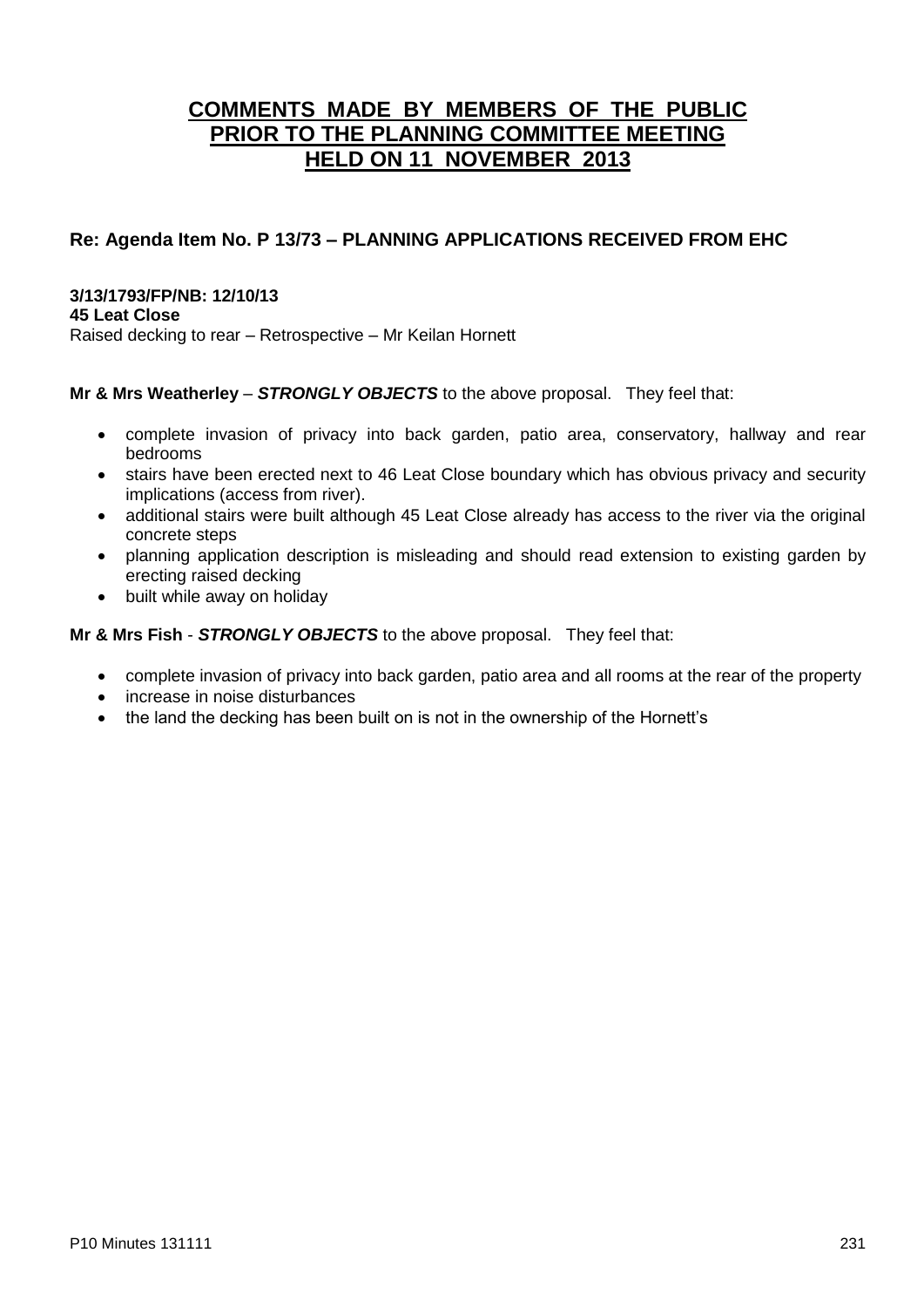# COMMENTS MADE BY MEMBERS OF THE PUBLIC PRIOR TO THE PLANNING COMMITTEE MEETING HELD ON 11 NOVEMBER 2013

### Re: Agenda Item No. P 13/73 – PLANNING APPLICATIONS RECEIVED FROM EHC

**3/13/1793/FP/NB: 12/10/13**
**45 Leat Close**
Raised decking to rear – Retrospective – Mr Keilan Hornett

**Mr & Mrs Weatherley** – ***STRONGLY OBJECTS*** to the above proposal. They feel that:

- complete invasion of privacy into back garden, patio area, conservatory, hallway and rear bedrooms
- stairs have been erected next to 46 Leat Close boundary which has obvious privacy and security implications (access from river).
- additional stairs were built although 45 Leat Close already has access to the river via the original concrete steps
- planning application description is misleading and should read extension to existing garden by erecting raised decking
- built while away on holiday

**Mr & Mrs Fish** - ***STRONGLY OBJECTS*** to the above proposal. They feel that:

- complete invasion of privacy into back garden, patio area and all rooms at the rear of the property
- increase in noise disturbances
- the land the decking has been built on is not in the ownership of the Hornett's